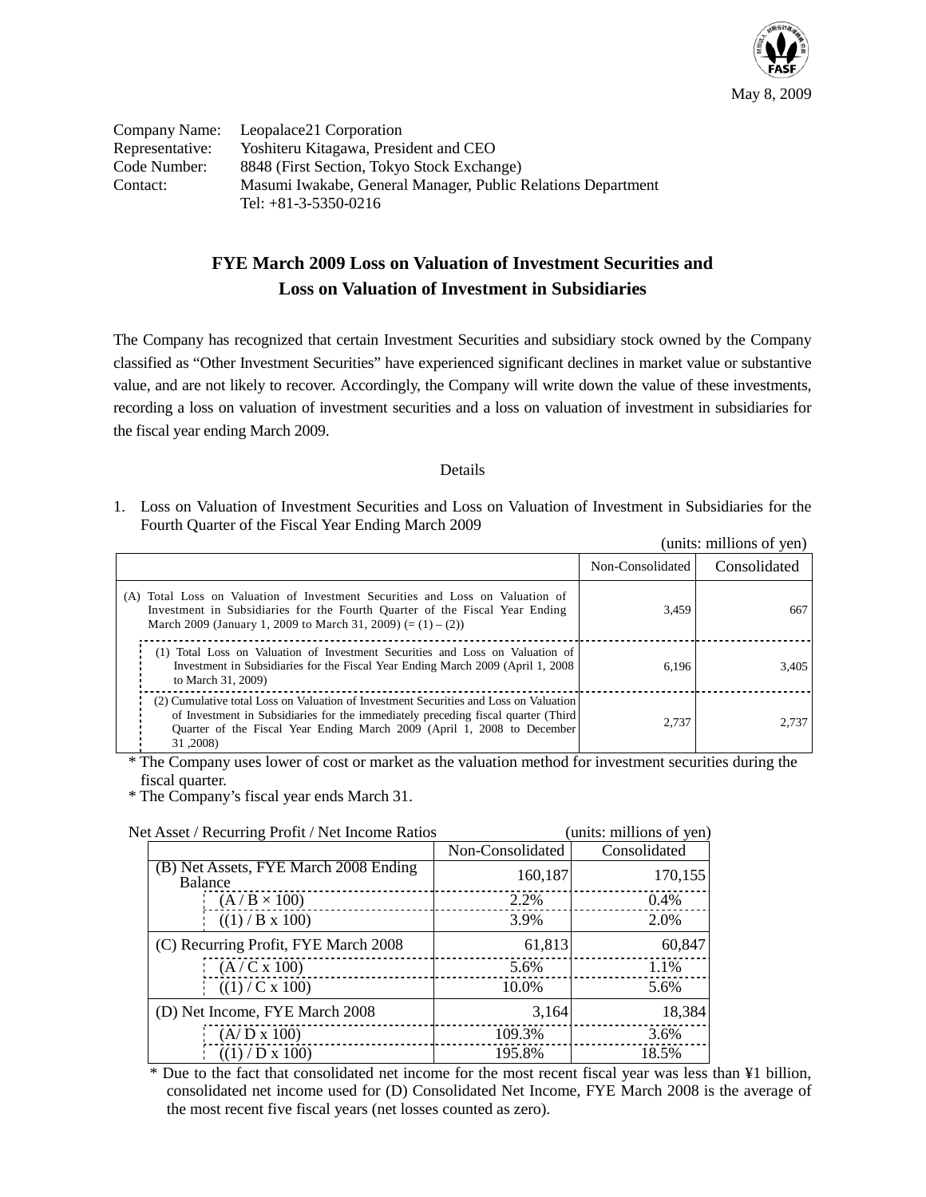May 8, 2009

Company Name: Leopalace21 Corporation
Representative: Yoshiteru Kitagawa, President and CEO
Code Number: 8848 (First Section, Tokyo Stock Exchange)
Contact: Masumi Iwakabe, General Manager, Public Relations Department
Tel: +81-3-5350-0216

# FYE March 2009 Loss on Valuation of Investment Securities and Loss on Valuation of Investment in Subsidiaries

The Company has recognized that certain Investment Securities and subsidiary stock owned by the Company classified as "Other Investment Securities" have experienced significant declines in market value or substantive value, and are not likely to recover. Accordingly, the Company will write down the value of these investments, recording a loss on valuation of investment securities and a loss on valuation of investment in subsidiaries for the fiscal year ending March 2009.

Details

1. Loss on Valuation of Investment Securities and Loss on Valuation of Investment in Subsidiaries for the Fourth Quarter of the Fiscal Year Ending March 2009

(units: millions of yen)

| | Non-Consolidated | Consolidated |
|---|---|---|
| (A) Total Loss on Valuation of Investment Securities and Loss on Valuation of Investment in Subsidiaries for the Fourth Quarter of the Fiscal Year Ending March 2009 (January 1, 2009 to March 31, 2009) (= (1) – (2)) | 3,459 | 667 |
| (1) Total Loss on Valuation of Investment Securities and Loss on Valuation of Investment in Subsidiaries for the Fiscal Year Ending March 2009 (April 1, 2008 to March 31, 2009) | 6,196 | 3,405 |
| (2) Cumulative total Loss on Valuation of Investment Securities and Loss on Valuation of Investment in Subsidiaries for the immediately preceding fiscal quarter (Third Quarter of the Fiscal Year Ending March 2009 (April 1, 2008 to December 31 ,2008) | 2,737 | 2,737 |

\* The Company uses lower of cost or market as the valuation method for investment securities during the fiscal quarter.
\* The Company's fiscal year ends March 31.

Net Asset / Recurring Profit / Net Income Ratios (units: millions of yen)

| | Non-Consolidated | Consolidated |
|---|---|---|
| (B) Net Assets, FYE March 2008 Ending Balance | 160,187 | 170,155 |
| (A / B × 100) | 2.2% | 0.4% |
| ((1) / B x 100) | 3.9% | 2.0% |
| (C) Recurring Profit, FYE March 2008 | 61,813 | 60,847 |
| (A / C x 100) | 5.6% | 1.1% |
| ((1) / C x 100) | 10.0% | 5.6% |
| (D) Net Income, FYE March 2008 | 3,164 | 18,384 |
| (A/ D x 100) | 109.3% | 3.6% |
| ((1) / D x 100) | 195.8% | 18.5% |

\* Due to the fact that consolidated net income for the most recent fiscal year was less than ¥1 billion, consolidated net income used for (D) Consolidated Net Income, FYE March 2008 is the average of the most recent five fiscal years (net losses counted as zero).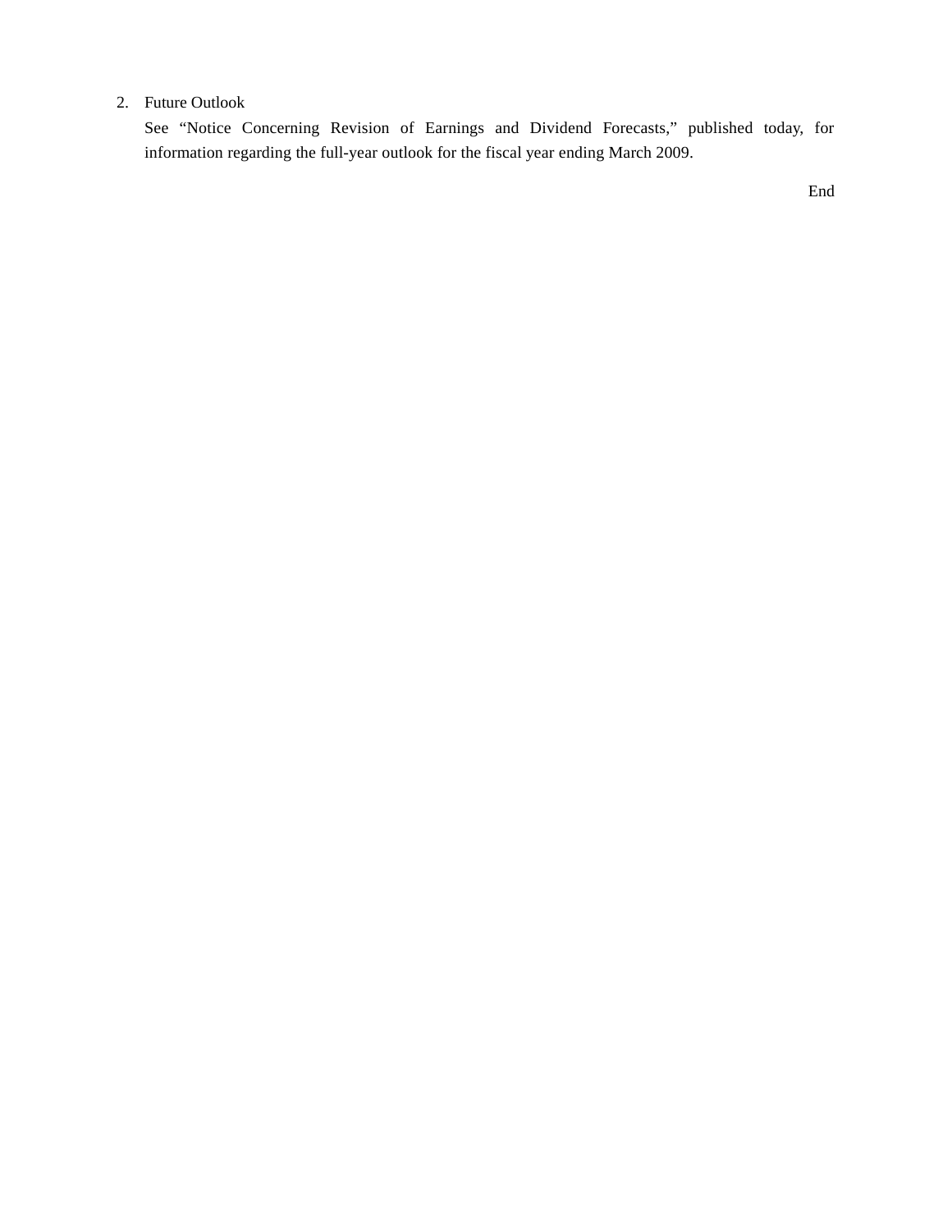2. Future Outlook

   See "Notice Concerning Revision of Earnings and Dividend Forecasts," published today, for information regarding the full-year outlook for the fiscal year ending March 2009.

End